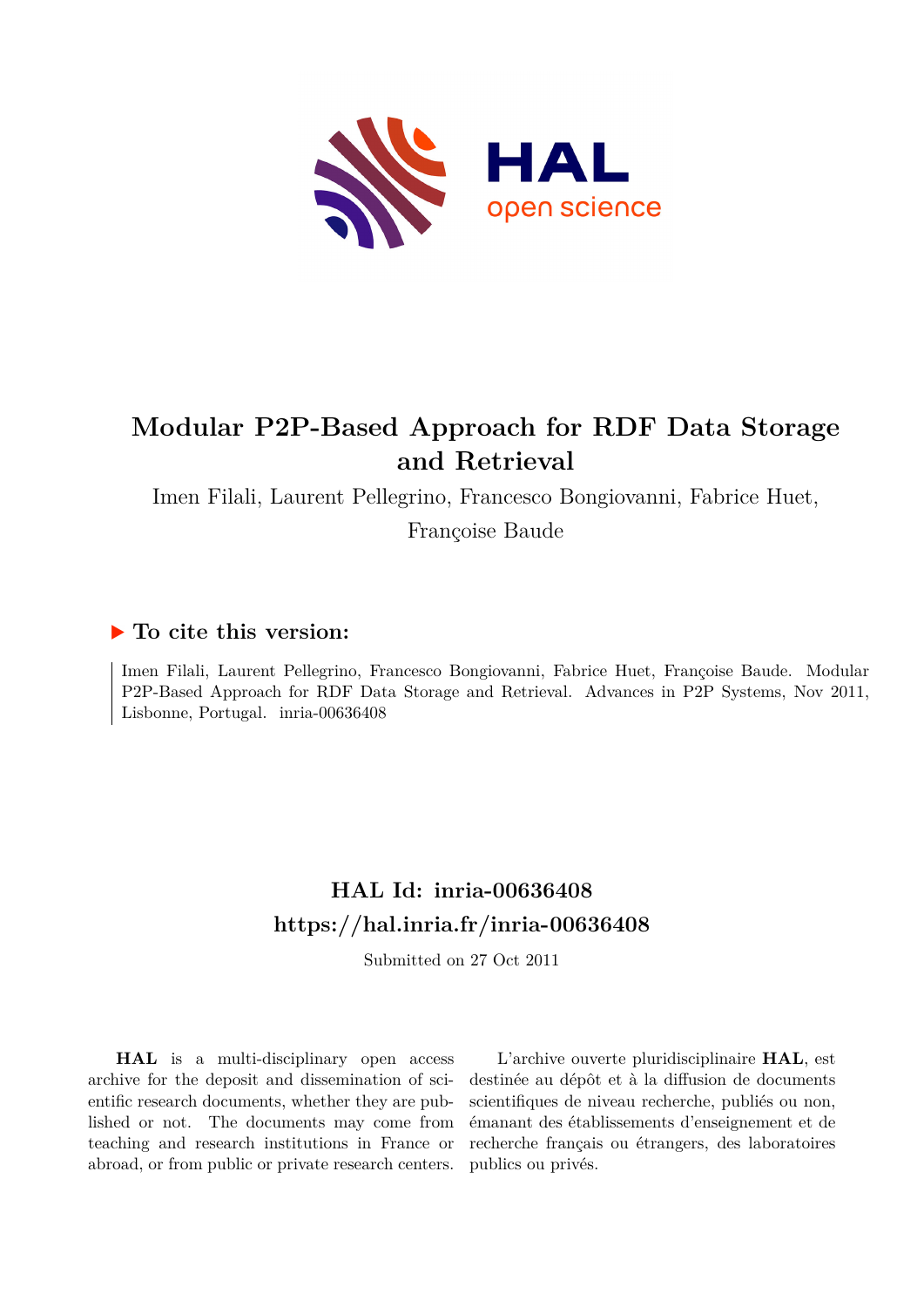# Modular P2P-Based Approach for RDF Data Storage and Retrieval

Imen Filali, Laurent Pellegrino, Francesco Bongiovanni, Fabrice Huet, Françoise Baude

## ▶ To cite this version:

Imen Filali, Laurent Pellegrino, Francesco Bongiovanni, Fabrice Huet, Françoise Baude. Modular P2P-Based Approach for RDF Data Storage and Retrieval. Advances in P2P Systems, Nov 2011, Lisbonne, Portugal. inria-00636408

## HAL Id: inria-00636408
## https://hal.inria.fr/inria-00636408

Submitted on 27 Oct 2011

**HAL** is a multi-disciplinary open access archive for the deposit and dissemination of scientific research documents, whether they are published or not. The documents may come from teaching and research institutions in France or abroad, or from public or private research centers.

L'archive ouverte pluridisciplinaire **HAL**, est destinée au dépôt et à la diffusion de documents scientifiques de niveau recherche, publiés ou non, émanant des établissements d'enseignement et de recherche français ou étrangers, des laboratoires publics ou privés.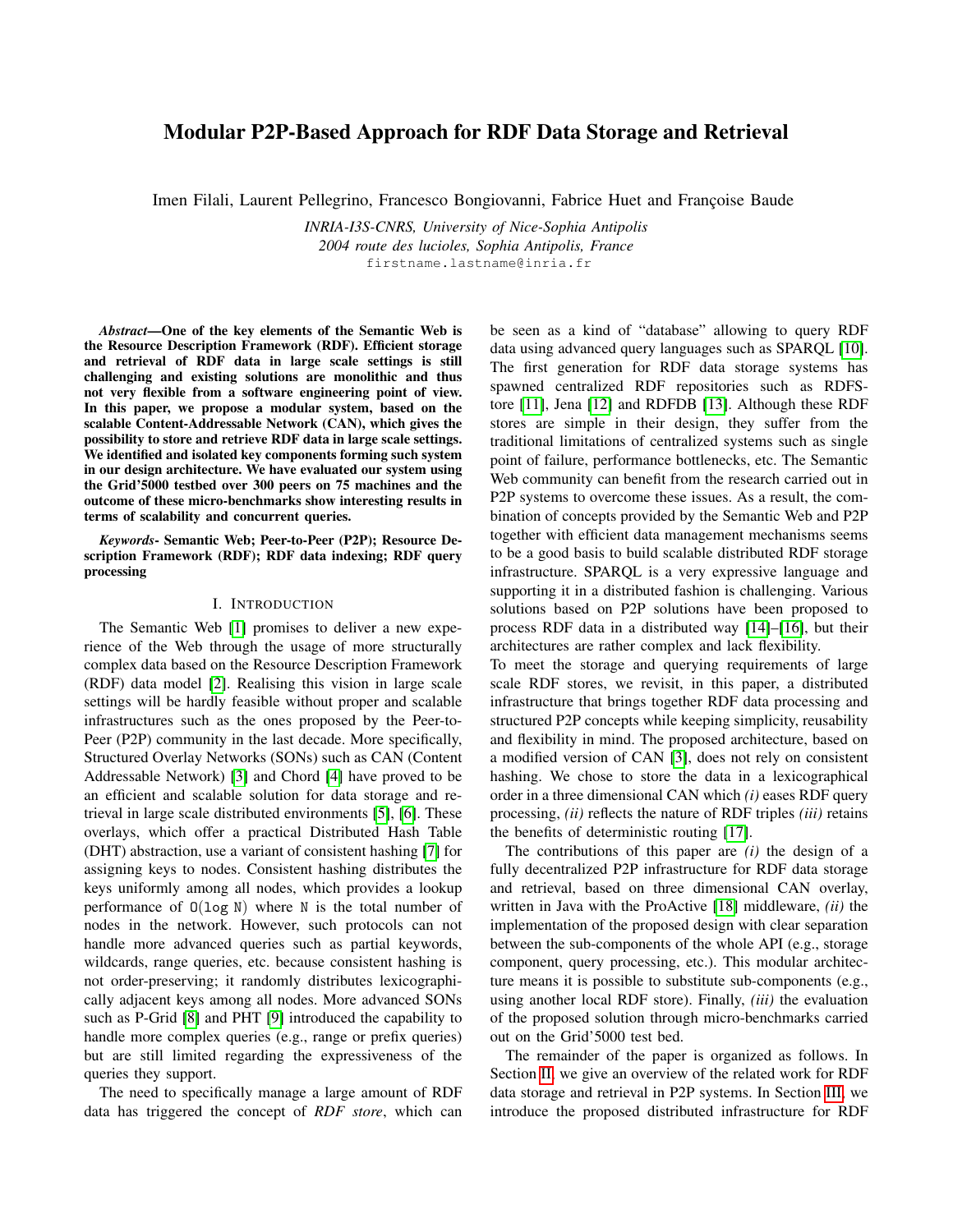# Modular P2P-Based Approach for RDF Data Storage and Retrieval

Imen Filali, Laurent Pellegrino, Francesco Bongiovanni, Fabrice Huet and Françoise Baude

*INRIA-I3S-CNRS, University of Nice-Sophia Antipolis*
*2004 route des lucioles, Sophia Antipolis, France*
`firstname.lastname@inria.fr`

***Abstract*—One of the key elements of the Semantic Web is the Resource Description Framework (RDF). Efficient storage and retrieval of RDF data in large scale settings is still challenging and existing solutions are monolithic and thus not very flexible from a software engineering point of view. In this paper, we propose a modular system, based on the scalable Content-Addressable Network (CAN), which gives the possibility to store and retrieve RDF data in large scale settings. We identified and isolated key components forming such system in our design architecture. We have evaluated our system using the Grid'5000 testbed over 300 peers on 75 machines and the outcome of these micro-benchmarks show interesting results in terms of scalability and concurrent queries.**

***Keywords*- Semantic Web; Peer-to-Peer (P2P); Resource Description Framework (RDF); RDF data indexing; RDF query processing**

## I. Introduction

The Semantic Web [1] promises to deliver a new experience of the Web through the usage of more structurally complex data based on the Resource Description Framework (RDF) data model [2]. Realising this vision in large scale settings will be hardly feasible without proper and scalable infrastructures such as the ones proposed by the Peer-to-Peer (P2P) community in the last decade. More specifically, Structured Overlay Networks (SONs) such as CAN (Content Addressable Network) [3] and Chord [4] have proved to be an efficient and scalable solution for data storage and retrieval in large scale distributed environments [5], [6]. These overlays, which offer a practical Distributed Hash Table (DHT) abstraction, use a variant of consistent hashing [7] for assigning keys to nodes. Consistent hashing distributes the keys uniformly among all nodes, which provides a lookup performance of `O(log N)` where `N` is the total number of nodes in the network. However, such protocols can not handle more advanced queries such as partial keywords, wildcards, range queries, etc. because consistent hashing is not order-preserving; it randomly distributes lexicographically adjacent keys among all nodes. More advanced SONs such as P-Grid [8] and PHT [9] introduced the capability to handle more complex queries (e.g., range or prefix queries) but are still limited regarding the expressiveness of the queries they support.

The need to specifically manage a large amount of RDF data has triggered the concept of *RDF store*, which can be seen as a kind of "database" allowing to query RDF data using advanced query languages such as SPARQL [10]. The first generation for RDF data storage systems has spawned centralized RDF repositories such as RDFStore [11], Jena [12] and RDFDB [13]. Although these RDF stores are simple in their design, they suffer from the traditional limitations of centralized systems such as single point of failure, performance bottlenecks, etc. The Semantic Web community can benefit from the research carried out in P2P systems to overcome these issues. As a result, the combination of concepts provided by the Semantic Web and P2P together with efficient data management mechanisms seems to be a good basis to build scalable distributed RDF storage infrastructure. SPARQL is a very expressive language and supporting it in a distributed fashion is challenging. Various solutions based on P2P solutions have been proposed to process RDF data in a distributed way [14]–[16], but their architectures are rather complex and lack flexibility.

To meet the storage and querying requirements of large scale RDF stores, we revisit, in this paper, a distributed infrastructure that brings together RDF data processing and structured P2P concepts while keeping simplicity, reusability and flexibility in mind. The proposed architecture, based on a modified version of CAN [3], does not rely on consistent hashing. We chose to store the data in a lexicographical order in a three dimensional CAN which *(i)* eases RDF query processing, *(ii)* reflects the nature of RDF triples *(iii)* retains the benefits of deterministic routing [17].

The contributions of this paper are *(i)* the design of a fully decentralized P2P infrastructure for RDF data storage and retrieval, based on three dimensional CAN overlay, written in Java with the ProActive [18] middleware, *(ii)* the implementation of the proposed design with clear separation between the sub-components of the whole API (e.g., storage component, query processing, etc.). This modular architecture means it is possible to substitute sub-components (e.g., using another local RDF store). Finally, *(iii)* the evaluation of the proposed solution through micro-benchmarks carried out on the Grid'5000 test bed.

The remainder of the paper is organized as follows. In Section II, we give an overview of the related work for RDF data storage and retrieval in P2P systems. In Section III, we introduce the proposed distributed infrastructure for RDF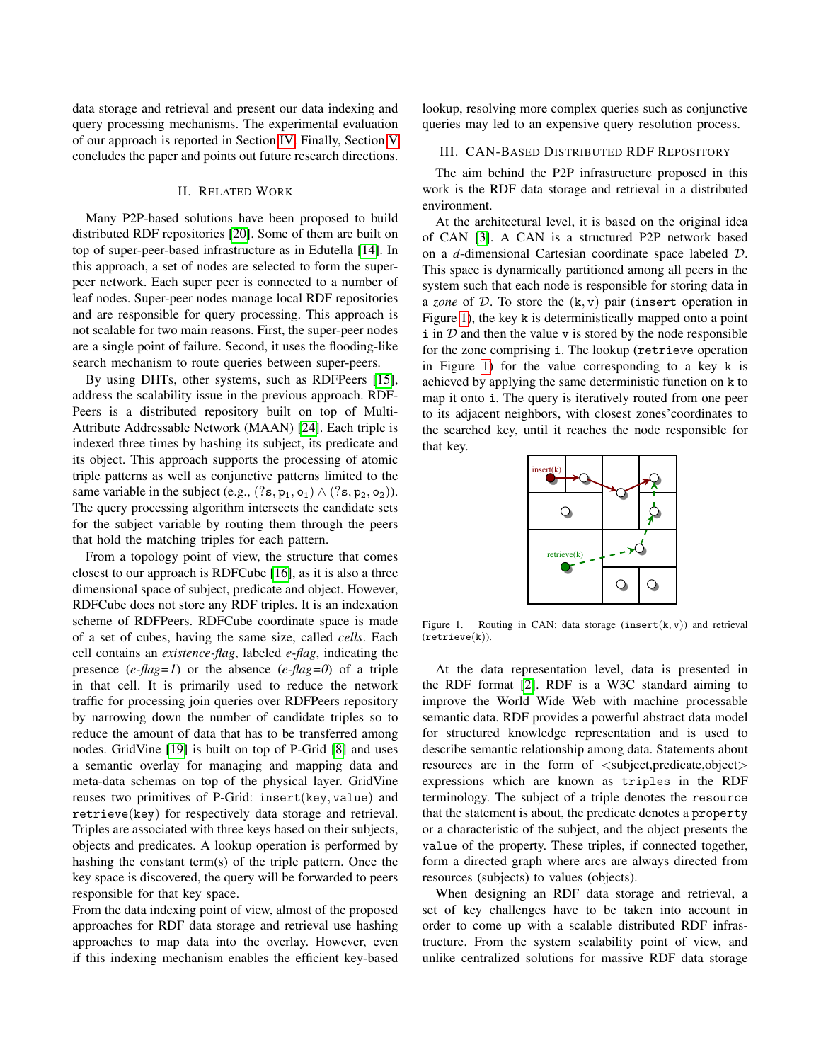data storage and retrieval and present our data indexing and query processing mechanisms. The experimental evaluation of our approach is reported in Section IV. Finally, Section V concludes the paper and points out future research directions.

## II. Related Work

Many P2P-based solutions have been proposed to build distributed RDF repositories [20]. Some of them are built on top of super-peer-based infrastructure as in Edutella [14]. In this approach, a set of nodes are selected to form the super-peer network. Each super peer is connected to a number of leaf nodes. Super-peer nodes manage local RDF repositories and are responsible for query processing. This approach is not scalable for two main reasons. First, the super-peer nodes are a single point of failure. Second, it uses the flooding-like search mechanism to route queries between super-peers.

By using DHTs, other systems, such as RDFPeers [15], address the scalability issue in the previous approach. RDFPeers is a distributed repository built on top of Multi-Attribute Addressable Network (MAAN) [24]. Each triple is indexed three times by hashing its subject, its predicate and its object. This approach supports the processing of atomic triple patterns as well as conjunctive patterns limited to the same variable in the subject (e.g., $(?\mathtt{s}, \mathtt{p}_1, \mathtt{o}_1) \wedge (?\mathtt{s}, \mathtt{p}_2, \mathtt{o}_2)$). The query processing algorithm intersects the candidate sets for the subject variable by routing them through the peers that hold the matching triples for each pattern.

From a topology point of view, the structure that comes closest to our approach is RDFCube [16], as it is also a three dimensional space of subject, predicate and object. However, RDFCube does not store any RDF triples. It is an indexation scheme of RDFPeers. RDFCube coordinate space is made of a set of cubes, having the same size, called *cells*. Each cell contains an *existence-flag*, labeled *e-flag*, indicating the presence (*e-flag=1*) or the absence (*e-flag=0*) of a triple in that cell. It is primarily used to reduce the network traffic for processing join queries over RDFPeers repository by narrowing down the number of candidate triples so to reduce the amount of data that has to be transferred among nodes. GridVine [19] is built on top of P-Grid [8] and uses a semantic overlay for managing and mapping data and meta-data schemas on top of the physical layer. GridVine reuses two primitives of P-Grid: $\mathtt{insert}(\mathtt{key}, \mathtt{value})$ and $\mathtt{retrieve}(\mathtt{key})$ for respectively data storage and retrieval. Triples are associated with three keys based on their subjects, objects and predicates. A lookup operation is performed by hashing the constant term(s) of the triple pattern. Once the key space is discovered, the query will be forwarded to peers responsible for that key space.
From the data indexing point of view, almost of the proposed approaches for RDF data storage and retrieval use hashing approaches to map data into the overlay. However, even if this indexing mechanism enables the efficient key-based lookup, resolving more complex queries such as conjunctive queries may led to an expensive query resolution process.

## III. CAN-Based Distributed RDF Repository

The aim behind the P2P infrastructure proposed in this work is the RDF data storage and retrieval in a distributed environment.

At the architectural level, it is based on the original idea of CAN [3]. A CAN is a structured P2P network based on a $d$-dimensional Cartesian coordinate space labeled $\mathcal{D}$. This space is dynamically partitioned among all peers in the system such that each node is responsible for storing data in a *zone* of $\mathcal{D}$. To store the $(\mathtt{k}, \mathtt{v})$ pair (`insert` operation in Figure 1), the key `k` is deterministically mapped onto a point `i` in $\mathcal{D}$ and then the value `v` is stored by the node responsible for the zone comprising `i`. The lookup (`retrieve` operation in Figure 1) for the value corresponding to a key `k` is achieved by applying the same deterministic function on `k` to map it onto `i`. The query is iteratively routed from one peer to its adjacent neighbors, with closest zones'coordinates to the searched key, until it reaches the node responsible for that key.

Figure 1. Routing in CAN: data storage ($\mathtt{insert}(\mathtt{k}, \mathtt{v})$) and retrieval ($\mathtt{retrieve}(\mathtt{k})$).

At the data representation level, data is presented in the RDF format [2]. RDF is a W3C standard aiming to improve the World Wide Web with machine processable semantic data. RDF provides a powerful abstract data model for structured knowledge representation and is used to describe semantic relationship among data. Statements about resources are in the form of <subject,predicate,object> expressions which are known as `triples` in the RDF terminology. The subject of a triple denotes the `resource` that the statement is about, the predicate denotes a `property` or a characteristic of the subject, and the object presents the `value` of the property. These triples, if connected together, form a directed graph where arcs are always directed from resources (subjects) to values (objects).

When designing an RDF data storage and retrieval, a set of key challenges have to be taken into account in order to come up with a scalable distributed RDF infrastructure. From the system scalability point of view, and unlike centralized solutions for massive RDF data storage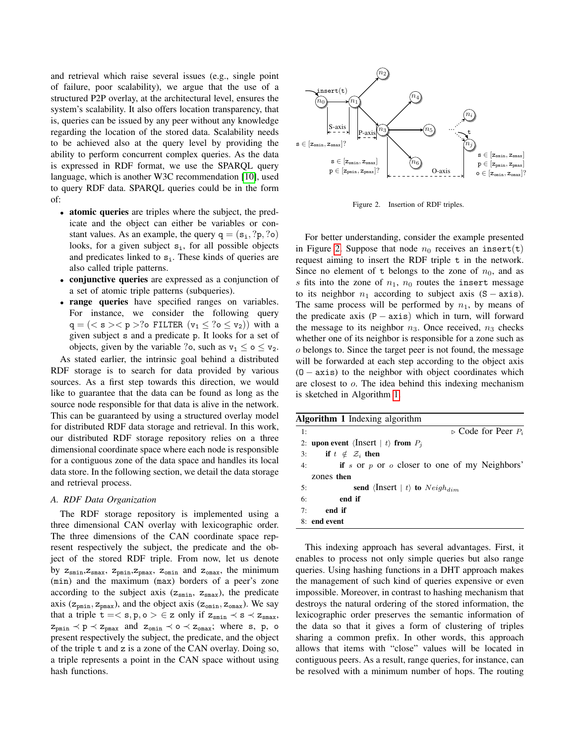and retrieval which raise several issues (e.g., single point of failure, poor scalability), we argue that the use of a structured P2P overlay, at the architectural level, ensures the system's scalability. It also offers location transparency, that is, queries can be issued by any peer without any knowledge regarding the location of the stored data. Scalability needs to be achieved also at the query level by providing the ability to perform concurrent complex queries. As the data is expressed in RDF format, we use the SPARQL query language, which is another W3C recommendation [10], used to query RDF data. SPARQL queries could be in the form of:

- **atomic queries** are triples where the subject, the predicate and the object can either be variables or constant values. As an example, the query $q = (s_i, ?p, ?o)$ looks, for a given subject $s_i$, for all possible objects and predicates linked to $s_i$. These kinds of queries are also called triple patterns.
- **conjunctive queries** are expressed as a conjunction of a set of atomic triple patterns (subqueries).
- **range queries** have specified ranges on variables. For instance, we consider the following query $q = (< s >< p > ?o$ FILTER $(v_1 \leq ?o \leq v_2))$ with a given subject s and a predicate p. It looks for a set of objects, given by the variable ?o, such as $v_1 \leq o \leq v_2$.

As stated earlier, the intrinsic goal behind a distributed RDF storage is to search for data provided by various sources. As a first step towards this direction, we would like to guarantee that the data can be found as long as the source node responsible for that data is alive in the network. This can be guaranteed by using a structured overlay model for distributed RDF data storage and retrieval. In this work, our distributed RDF storage repository relies on a three dimensional coordinate space where each node is responsible for a contiguous zone of the data space and handles its local data store. In the following section, we detail the data storage and retrieval process.

### A. RDF Data Organization

The RDF storage repository is implemented using a three dimensional CAN overlay with lexicographic order. The three dimensions of the CAN coordinate space represent respectively the subject, the predicate and the object of the stored RDF triple. From now, let us denote by $z_{smin}$,$z_{smax}$, $z_{pmin}$,$z_{pmax}$, $z_{omin}$ and $z_{omax}$, the minimum (min) and the maximum (max) borders of a peer's zone according to the subject axis ($z_{smin}$, $z_{smax}$), the predicate axis ($z_{pmin}, z_{pmax}$), and the object axis ($z_{omin}, z_{omax}$). We say that a triple $t =< s, p, o > \in z$ only if $z_{smin} \prec s \prec z_{smax}$, $z_{pmin} \prec p \prec z_{pmax}$ and $z_{omin} \prec o \prec z_{omax}$; where s, p, o present respectively the subject, the predicate, and the object of the triple t and z is a zone of the CAN overlay. Doing so, a triple represents a point in the CAN space without using hash functions.

Figure 2. Insertion of RDF triples.

For better understanding, consider the example presented in Figure 2. Suppose that node $n_0$ receives an insert(t) request aiming to insert the RDF triple t in the network. Since no element of t belongs to the zone of $n_0$, and as $s$ fits into the zone of $n_1$, $n_0$ routes the insert message to its neighbor $n_1$ according to subject axis (S − axis). The same process will be performed by $n_1$, by means of the predicate axis (P − axis) which in turn, will forward the message to its neighbor $n_3$. Once received, $n_3$ checks whether one of its neighbor is responsible for a zone such as $o$ belongs to. Since the target peer is not found, the message will be forwarded at each step according to the object axis (O − axis) to the neighbor with object coordinates which are closest to $o$. The idea behind this indexing mechanism is sketched in Algorithm 1.

**Algorithm 1** Indexing algorithm

```
1:                                              ▷ Code for Peer P_i
2: upon event ⟨Insert | t⟩ from P_j
3:    if t ∉ Z_i then
4:       if s or p or o closer to one of my Neighbors'
         zones then
5:          send ⟨Insert | t⟩ to Neigh_dim
6:       end if
7:    end if
8: end event
```

This indexing approach has several advantages. First, it enables to process not only simple queries but also range queries. Using hashing functions in a DHT approach makes the management of such kind of queries expensive or even impossible. Moreover, in contrast to hashing mechanism that destroys the natural ordering of the stored information, the lexicographic order preserves the semantic information of the data so that it gives a form of clustering of triples sharing a common prefix. In other words, this approach allows that items with "close" values will be located in contiguous peers. As a result, range queries, for instance, can be resolved with a minimum number of hops. The routing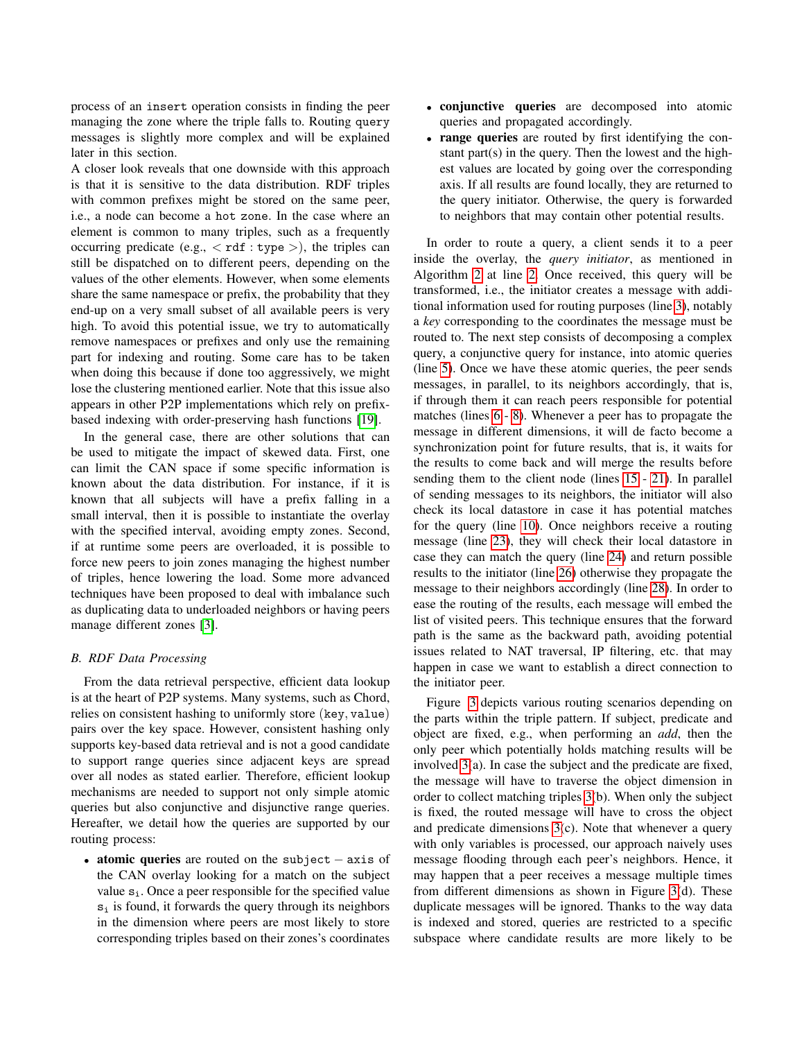process of an insert operation consists in finding the peer managing the zone where the triple falls to. Routing query messages is slightly more complex and will be explained later in this section.

A closer look reveals that one downside with this approach is that it is sensitive to the data distribution. RDF triples with common prefixes might be stored on the same peer, i.e., a node can become a hot zone. In the case where an element is common to many triples, such as a frequently occurring predicate (e.g., < rdf : type >), the triples can still be dispatched on to different peers, depending on the values of the other elements. However, when some elements share the same namespace or prefix, the probability that they end-up on a very small subset of all available peers is very high. To avoid this potential issue, we try to automatically remove namespaces or prefixes and only use the remaining part for indexing and routing. Some care has to be taken when doing this because if done too aggressively, we might lose the clustering mentioned earlier. Note that this issue also appears in other P2P implementations which rely on prefix-based indexing with order-preserving hash functions [19].

In the general case, there are other solutions that can be used to mitigate the impact of skewed data. First, one can limit the CAN space if some specific information is known about the data distribution. For instance, if it is known that all subjects will have a prefix falling in a small interval, then it is possible to instantiate the overlay with the specified interval, avoiding empty zones. Second, if at runtime some peers are overloaded, it is possible to force new peers to join zones managing the highest number of triples, hence lowering the load. Some more advanced techniques have been proposed to deal with imbalance such as duplicating data to underloaded neighbors or having peers manage different zones [3].

### B. RDF Data Processing

From the data retrieval perspective, efficient data lookup is at the heart of P2P systems. Many systems, such as Chord, relies on consistent hashing to uniformly store (key, value) pairs over the key space. However, consistent hashing only supports key-based data retrieval and is not a good candidate to support range queries since adjacent keys are spread over all nodes as stated earlier. Therefore, efficient lookup mechanisms are needed to support not only simple atomic queries but also conjunctive and disjunctive range queries. Hereafter, we detail how the queries are supported by our routing process:

- **atomic queries** are routed on the subject − axis of the CAN overlay looking for a match on the subject value $s_i$. Once a peer responsible for the specified value $s_i$ is found, it forwards the query through its neighbors in the dimension where peers are most likely to store corresponding triples based on their zones's coordinates
- **conjunctive queries** are decomposed into atomic queries and propagated accordingly.
- **range queries** are routed by first identifying the constant part(s) in the query. Then the lowest and the highest values are located by going over the corresponding axis. If all results are found locally, they are returned to the query initiator. Otherwise, the query is forwarded to neighbors that may contain other potential results.

In order to route a query, a client sends it to a peer inside the overlay, the *query initiator*, as mentioned in Algorithm 2 at line 2. Once received, this query will be transformed, i.e., the initiator creates a message with additional information used for routing purposes (line 3), notably a *key* corresponding to the coordinates the message must be routed to. The next step consists of decomposing a complex query, a conjunctive query for instance, into atomic queries (line 5). Once we have these atomic queries, the peer sends messages, in parallel, to its neighbors accordingly, that is, if through them it can reach peers responsible for potential matches (lines 6 - 8). Whenever a peer has to propagate the message in different dimensions, it will de facto become a synchronization point for future results, that is, it waits for the results to come back and will merge the results before sending them to the client node (lines 15 - 21). In parallel of sending messages to its neighbors, the initiator will also check its local datastore in case it has potential matches for the query (line 10). Once neighbors receive a routing message (line 23), they will check their local datastore in case they can match the query (line 24) and return possible results to the initiator (line 26) otherwise they propagate the message to their neighbors accordingly (line 28). In order to ease the routing of the results, each message will embed the list of visited peers. This technique ensures that the forward path is the same as the backward path, avoiding potential issues related to NAT traversal, IP filtering, etc. that may happen in case we want to establish a direct connection to the initiator peer.

Figure 3 depicts various routing scenarios depending on the parts within the triple pattern. If subject, predicate and object are fixed, e.g., when performing an *add*, then the only peer which potentially holds matching results will be involved 3(a). In case the subject and the predicate are fixed, the message will have to traverse the object dimension in order to collect matching triples 3(b). When only the subject is fixed, the routed message will have to cross the object and predicate dimensions 3(c). Note that whenever a query with only variables is processed, our approach naively uses message flooding through each peer's neighbors. Hence, it may happen that a peer receives a message multiple times from different dimensions as shown in Figure 3(d). These duplicate messages will be ignored. Thanks to the way data is indexed and stored, queries are restricted to a specific subspace where candidate results are more likely to be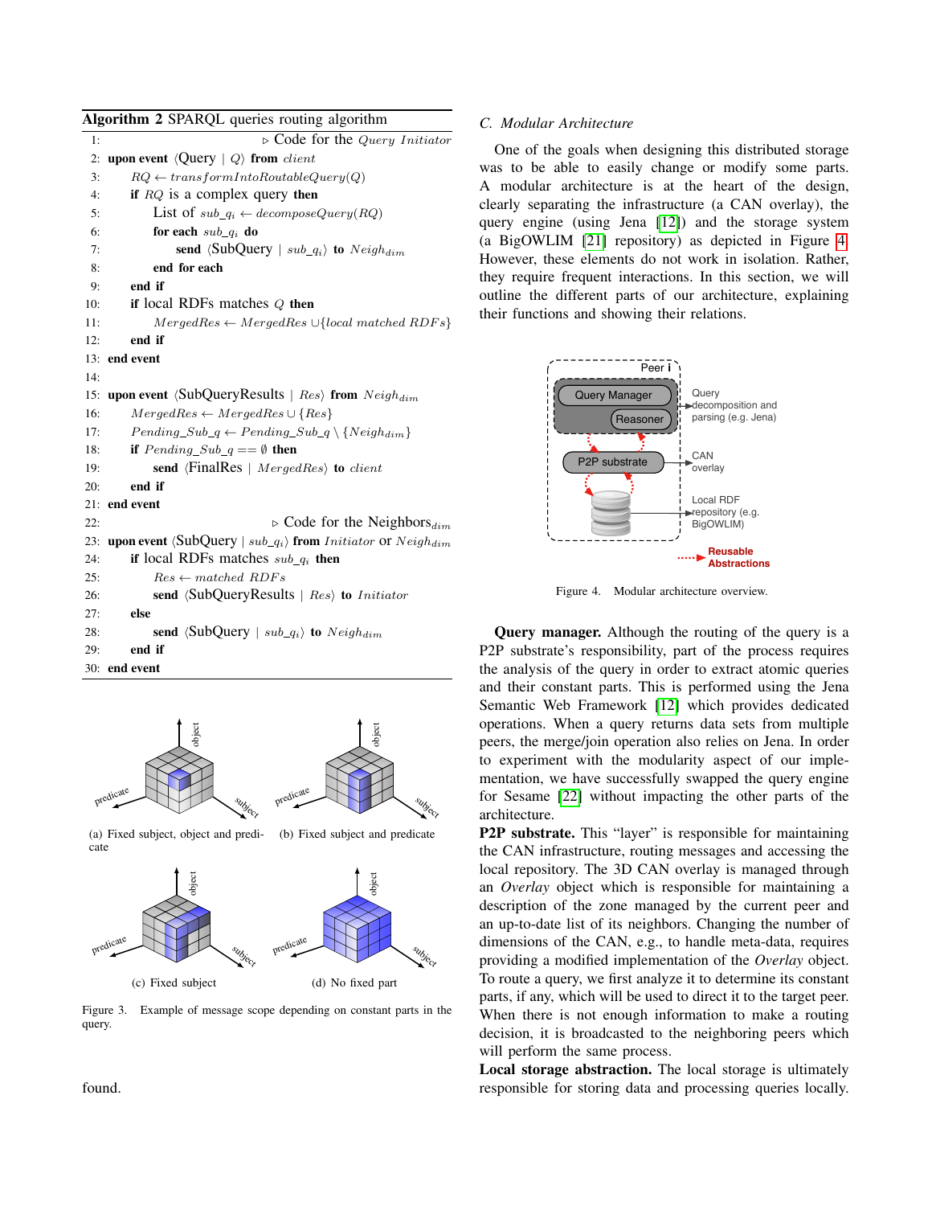**Algorithm 2** SPARQL queries routing algorithm

```
1:                                           ▷ Code for the Query Initiator
2:  upon event ⟨Query | Q⟩ from client
3:      RQ ← transformIntoRoutableQuery(Q)
4:      if RQ is a complex query then
5:          List of sub_q_i ← decomposeQuery(RQ)
6:          for each sub_q_i do
7:              send ⟨SubQuery | sub_q_i⟩ to Neigh_dim
8:          end for each
9:      end if
10:     if local RDFs matches Q then
11:         MergedRes ← MergedRes ∪{local matched RDFs}
12:     end if
13: end event
14:
15: upon event ⟨SubQueryResults | Res⟩ from Neigh_dim
16:     MergedRes ← MergedRes ∪ {Res}
17:     Pending_Sub_q ← Pending_Sub_q \ {Neigh_dim}
18:     if Pending_Sub_q == ∅ then
19:         send ⟨FinalRes | MergedRes⟩ to client
20:     end if
21: end event
22:                                           ▷ Code for the Neighbors_dim
23: upon event ⟨SubQuery | sub_q_i⟩ from Initiator or Neigh_dim
24:     if local RDFs matches sub_q_i then
25:         Res ← matched RDFs
26:         send ⟨SubQueryResults | Res⟩ to Initiator
27:     else
28:         send ⟨SubQuery | sub_q_i⟩ to Neigh_dim
29:     end if
30: end event
```

(a) Fixed subject, object and predicate (b) Fixed subject and predicate

(c) Fixed subject (d) No fixed part

Figure 3. Example of message scope depending on constant parts in the query.

found.

## C. Modular Architecture

One of the goals when designing this distributed storage was to be able to easily change or modify some parts. A modular architecture is at the heart of the design, clearly separating the infrastructure (a CAN overlay), the query engine (using Jena [12]) and the storage system (a BigOWLIM [21] repository) as depicted in Figure 4. However, these elements do not work in isolation. Rather, they require frequent interactions. In this section, we will outline the different parts of our architecture, explaining their functions and showing their relations.

Figure 4. Modular architecture overview.

**Query manager.** Although the routing of the query is a P2P substrate's responsibility, part of the process requires the analysis of the query in order to extract atomic queries and their constant parts. This is performed using the Jena Semantic Web Framework [12] which provides dedicated operations. When a query returns data sets from multiple peers, the merge/join operation also relies on Jena. In order to experiment with the modularity aspect of our implementation, we have successfully swapped the query engine for Sesame [22] without impacting the other parts of the architecture.

**P2P substrate.** This "layer" is responsible for maintaining the CAN infrastructure, routing messages and accessing the local repository. The 3D CAN overlay is managed through an *Overlay* object which is responsible for maintaining a description of the zone managed by the current peer and an up-to-date list of its neighbors. Changing the number of dimensions of the CAN, e.g., to handle meta-data, requires providing a modified implementation of the *Overlay* object. To route a query, we first analyze it to determine its constant parts, if any, which will be used to direct it to the target peer. When there is not enough information to make a routing decision, it is broadcasted to the neighboring peers which will perform the same process.

**Local storage abstraction.** The local storage is ultimately responsible for storing data and processing queries locally.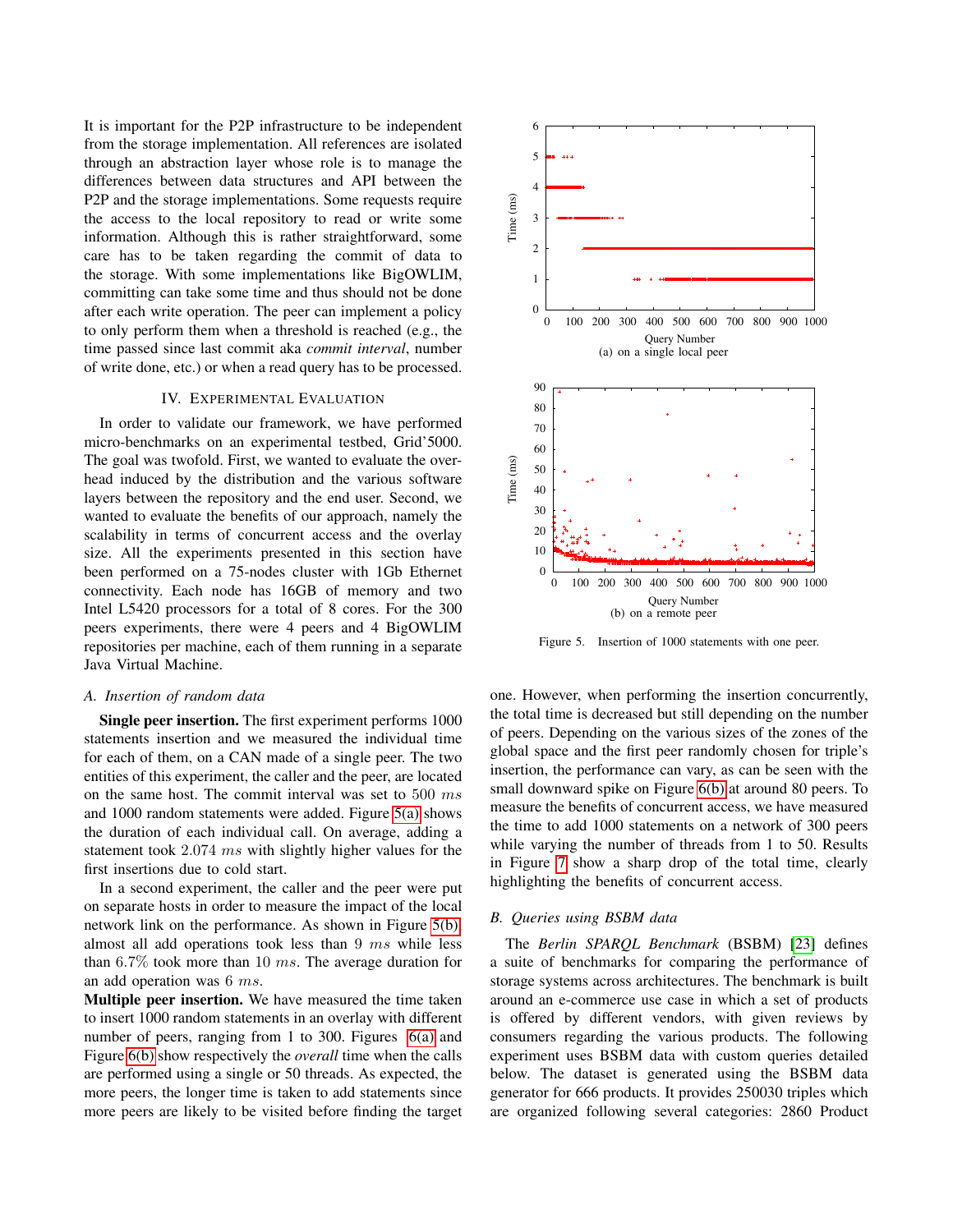It is important for the P2P infrastructure to be independent from the storage implementation. All references are isolated through an abstraction layer whose role is to manage the differences between data structures and API between the P2P and the storage implementations. Some requests require the access to the local repository to read or write some information. Although this is rather straightforward, some care has to be taken regarding the commit of data to the storage. With some implementations like BigOWLIM, committing can take some time and thus should not be done after each write operation. The peer can implement a policy to only perform them when a threshold is reached (e.g., the time passed since last commit aka *commit interval*, number of write done, etc.) or when a read query has to be processed.

## IV. Experimental Evaluation

In order to validate our framework, we have performed micro-benchmarks on an experimental testbed, Grid'5000. The goal was twofold. First, we wanted to evaluate the overhead induced by the distribution and the various software layers between the repository and the end user. Second, we wanted to evaluate the benefits of our approach, namely the scalability in terms of concurrent access and the overlay size. All the experiments presented in this section have been performed on a 75-nodes cluster with 1Gb Ethernet connectivity. Each node has 16GB of memory and two Intel L5420 processors for a total of 8 cores. For the 300 peers experiments, there were 4 peers and 4 BigOWLIM repositories per machine, each of them running in a separate Java Virtual Machine.

### *A. Insertion of random data*

**Single peer insertion.** The first experiment performs 1000 statements insertion and we measured the individual time for each of them, on a CAN made of a single peer. The two entities of this experiment, the caller and the peer, are located on the same host. The commit interval was set to 500 $ms$ and 1000 random statements were added. Figure 5(a) shows the duration of each individual call. On average, adding a statement took 2.074 $ms$ with slightly higher values for the first insertions due to cold start.

In a second experiment, the caller and the peer were put on separate hosts in order to measure the impact of the local network link on the performance. As shown in Figure 5(b), almost all add operations took less than 9 $ms$ while less than 6.7% took more than 10 $ms$. The average duration for an add operation was 6 $ms$.

**Multiple peer insertion.** We have measured the time taken to insert 1000 random statements in an overlay with different number of peers, ranging from 1 to 300. Figures 6(a) and Figure 6(b) show respectively the *overall* time when the calls are performed using a single or 50 threads. As expected, the more peers, the longer time is taken to add statements since more peers are likely to be visited before finding the target one. However, when performing the insertion concurrently, the total time is decreased but still depending on the number of peers. Depending on the various sizes of the zones of the global space and the first peer randomly chosen for triple's insertion, the performance can vary, as can be seen with the small downward spike on Figure 6(b) at around 80 peers. To measure the benefits of concurrent access, we have measured the time to add 1000 statements on a network of 300 peers while varying the number of threads from 1 to 50. Results in Figure 7 show a sharp drop of the total time, clearly highlighting the benefits of concurrent access.

(a) on a single local peer

(b) on a remote peer

Figure 5. Insertion of 1000 statements with one peer.

### *B. Queries using BSBM data*

The *Berlin SPARQL Benchmark* (BSBM) [23] defines a suite of benchmarks for comparing the performance of storage systems across architectures. The benchmark is built around an e-commerce use case in which a set of products is offered by different vendors, with given reviews by consumers regarding the various products. The following experiment uses BSBM data with custom queries detailed below. The dataset is generated using the BSBM data generator for 666 products. It provides 250030 triples which are organized following several categories: 2860 Product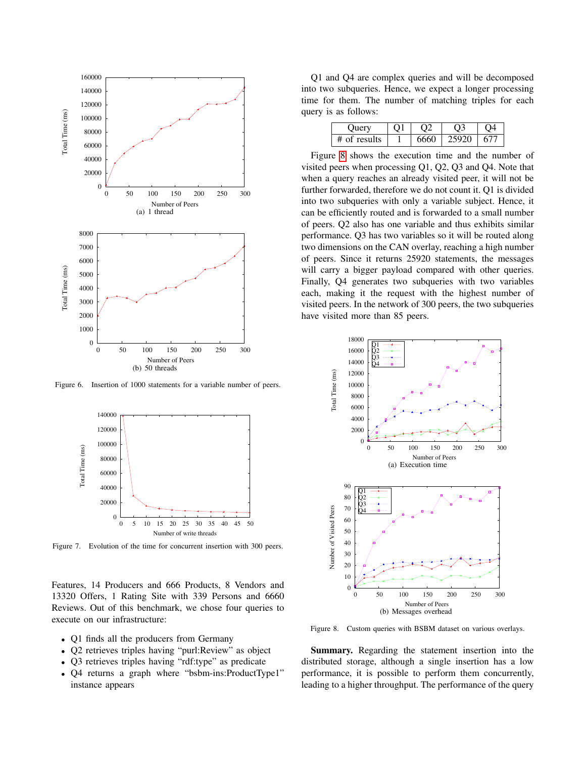Figure 6. Insertion of 1000 statements for a variable number of peers.

Figure 7. Evolution of the time for concurrent insertion with 300 peers.

Features, 14 Producers and 666 Products, 8 Vendors and 13320 Offers, 1 Rating Site with 339 Persons and 6660 Reviews. Out of this benchmark, we chose four queries to execute on our infrastructure:

- Q1 finds all the producers from Germany
- Q2 retrieves triples having "purl:Review" as object
- Q3 retrieves triples having "rdf:type" as predicate
- Q4 returns a graph where "bsbm-ins:ProductType1" instance appears

Q1 and Q4 are complex queries and will be decomposed into two subqueries. Hence, we expect a longer processing time for them. The number of matching triples for each query is as follows:

| Query | Q1 | Q2 | Q3 | Q4 |
|---|---|---|---|---|
| # of results | 1 | 6660 | 25920 | 677 |

Figure 8 shows the execution time and the number of visited peers when processing Q1, Q2, Q3 and Q4. Note that when a query reaches an already visited peer, it will not be further forwarded, therefore we do not count it. Q1 is divided into two subqueries with only a variable subject. Hence, it can be efficiently routed and is forwarded to a small number of peers. Q2 also has one variable and thus exhibits similar performance. Q3 has two variables so it will be routed along two dimensions on the CAN overlay, reaching a high number of peers. Since it returns 25920 statements, the messages will carry a bigger payload compared with other queries. Finally, Q4 generates two subqueries with two variables each, making it the request with the highest number of visited peers. In the network of 300 peers, the two subqueries have visited more than 85 peers.

Figure 8. Custom queries with BSBM dataset on various overlays.

**Summary.** Regarding the statement insertion into the distributed storage, although a single insertion has a low performance, it is possible to perform them concurrently, leading to a higher throughput. The performance of the query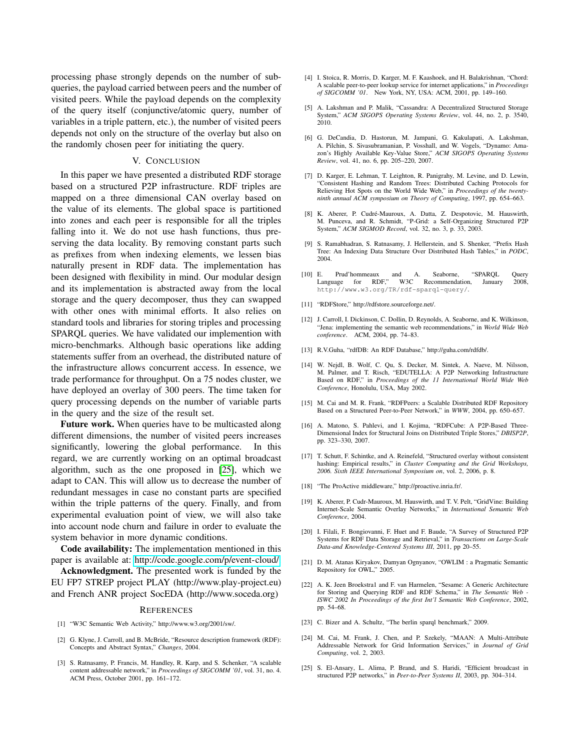processing phase strongly depends on the number of subqueries, the payload carried between peers and the number of visited peers. While the payload depends on the complexity of the query itself (conjunctive/atomic query, number of variables in a triple pattern, etc.), the number of visited peers depends not only on the structure of the overlay but also on the randomly chosen peer for initiating the query.

## V. Conclusion

In this paper we have presented a distributed RDF storage based on a structured P2P infrastructure. RDF triples are mapped on a three dimensional CAN overlay based on the value of its elements. The global space is partitioned into zones and each peer is responsible for all the triples falling into it. We do not use hash functions, thus preserving the data locality. By removing constant parts such as prefixes from when indexing elements, we lessen bias naturally present in RDF data. The implementation has been designed with flexibility in mind. Our modular design and its implementation is abstracted away from the local storage and the query decomposer, thus they can swapped with other ones with minimal efforts. It also relies on standard tools and libraries for storing triples and processing SPARQL queries. We have validated our implemention with micro-benchmarks. Although basic operations like adding statements suffer from an overhead, the distributed nature of the infrastructure allows concurrent access. In essence, we trade performance for throughput. On a 75 nodes cluster, we have deployed an overlay of 300 peers. The time taken for query processing depends on the number of variable parts in the query and the size of the result set.

**Future work.** When queries have to be multicasted along different dimensions, the number of visited peers increases significantly, lowering the global performance. In this regard, we are currently working on an optimal broadcast algorithm, such as the one proposed in [25], which we adapt to CAN. This will allow us to decrease the number of redundant messages in case no constant parts are specified within the triple patterns of the query. Finally, and from experimental evaluation point of view, we will also take into account node churn and failure in order to evaluate the system behavior in more dynamic conditions.

**Code availability:** The implementation mentioned in this paper is available at: http://code.google.com/p/event-cloud/

**Acknowledgment.** The presented work is funded by the EU FP7 STREP project PLAY (http://www.play-project.eu) and French ANR project SocEDA (http://www.soceda.org)

## References

[1] "W3C Semantic Web Activity," http://www.w3.org/2001/sw/.

[2] G. Klyne, J. Carroll, and B. McBride, "Resource description framework (RDF): Concepts and Abstract Syntax," *Changes*, 2004.

[3] S. Ratnasamy, P. Francis, M. Handley, R. Karp, and S. Schenker, "A scalable content addressable network," in *Proceedings of SIGCOMM '01*, vol. 31, no. 4. ACM Press, October 2001, pp. 161–172.

[4] I. Stoica, R. Morris, D. Karger, M. F. Kaashoek, and H. Balakrishnan, "Chord: A scalable peer-to-peer lookup service for internet applications," in *Proceedings of SIGCOMM '01*. New York, NY, USA: ACM, 2001, pp. 149–160.

[5] A. Lakshman and P. Malik, "Cassandra: A Decentralized Structured Storage System," *ACM SIGOPS Operating Systems Review*, vol. 44, no. 2, p. 3540, 2010.

[6] G. DeCandia, D. Hastorun, M. Jampani, G. Kakulapati, A. Lakshman, A. Pilchin, S. Sivasubramanian, P. Vosshall, and W. Vogels, "Dynamo: Amazon's Highly Available Key-Value Store," *ACM SIGOPS Operating Systems Review*, vol. 41, no. 6, pp. 205–220, 2007.

[7] D. Karger, E. Lehman, T. Leighton, R. Panigrahy, M. Levine, and D. Lewin, "Consistent Hashing and Random Trees: Distributed Caching Protocols for Relieving Hot Spots on the World Wide Web," in *Proceedings of the twenty-ninth annual ACM symposium on Theory of Computing*, 1997, pp. 654–663.

[8] K. Aberer, P. Cudré-Mauroux, A. Datta, Z. Despotovic, M. Hauswirth, M. Punceva, and R. Schmidt, "P-Grid: a Self-Organizing Structured P2P System," *ACM SIGMOD Record*, vol. 32, no. 3, p. 33, 2003.

[9] S. Ramabhadran, S. Ratnasamy, J. Hellerstein, and S. Shenker, "Prefix Hash Tree: An Indexing Data Structure Over Distributed Hash Tables," in *PODC*, 2004.

[10] E. Prud'hommeaux and A. Seaborne, "SPARQL Query Language for RDF," W3C Recommendation, January 2008, http://www.w3.org/TR/rdf-sparql-query/.

[11] "RDFStore," http://rdfstore.sourceforge.net/.

[12] J. Carroll, I. Dickinson, C. Dollin, D. Reynolds, A. Seaborne, and K. Wilkinson, "Jena: implementing the semantic web recommendations," in *World Wide Web conference*. ACM, 2004, pp. 74–83.

[13] R.V.Guha, "rdfDB: An RDF Database," http://guha.com/rdfdb/.

[14] W. Nejdl, B. Wolf, C. Qu, S. Decker, M. Sintek, A. Naeve, M. Nilsson, M. Palmer, and T. Risch, "EDUTELLA: A P2P Networking Infrastructure Based on RDF," in *Proceedings of the 11 International World Wide Web Conference*, Honolulu, USA, May 2002.

[15] M. Cai and M. R. Frank, "RDFPeers: a Scalable Distributed RDF Repository Based on a Structured Peer-to-Peer Network," in *WWW*, 2004, pp. 650–657.

[16] A. Matono, S. Pahlevi, and I. Kojima, "RDFCube: A P2P-Based Three-Dimensional Index for Structural Joins on Distributed Triple Stores," *DBISP2P*, pp. 323–330, 2007.

[17] T. Schutt, F. Schintke, and A. Reinefeld, "Structured overlay without consistent hashing: Empirical results," in *Cluster Computing and the Grid Workshops, 2006. Sixth IEEE International Symposium on*, vol. 2, 2006, p. 8.

[18] "The ProActive middleware," http://proactive.inria.fr/.

[19] K. Aberer, P. Cudr-Mauroux, M. Hauswirth, and T. V. Pelt, "GridVine: Building Internet-Scale Semantic Overlay Networks," in *International Semantic Web Conference*, 2004.

[20] I. Filali, F. Bongiovanni, F. Huet and F. Baude, "A Survey of Structured P2P Systems for RDF Data Storage and Retrieval," in *Transactions on Large-Scale Data-and Knowledge-Centered Systems III*, 2011, pp 20–55.

[21] D. M. Atanas Kiryakov, Damyan Ognyanov, "OWLIM : a Pragmatic Semantic Repository for OWL," 2005.

[22] A. K. Jeen Broekstra1 and F. van Harmelen, "Sesame: A Generic Architecture for Storing and Querying RDF and RDF Schema," in *The Semantic Web - ISWC 2002 In Proceedings of the first Int'l Semantic Web Conference*, 2002, pp. 54–68.

[23] C. Bizer and A. Schultz, "The berlin sparql benchmark," 2009.

[24] M. Cai, M. Frank, J. Chen, and P. Szekely, "MAAN: A Multi-Attribute Addressable Network for Grid Information Services," in *Journal of Grid Computing*, vol. 2, 2003.

[25] S. El-Ansary, L. Alima, P. Brand, and S. Haridi, "Efficient broadcast in structured P2P networks," in *Peer-to-Peer Systems II*, 2003, pp. 304–314.